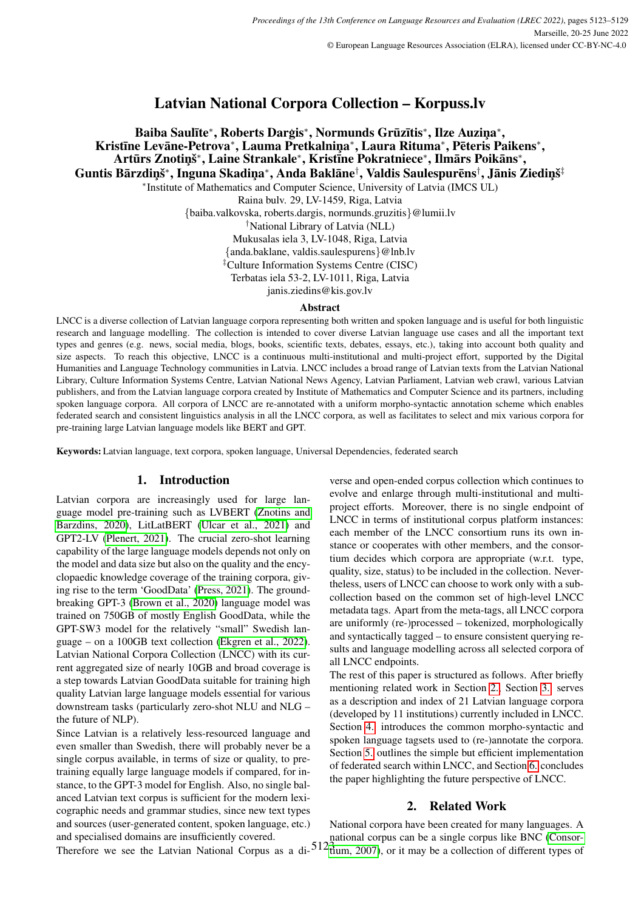# Latvian National Corpora Collection – Korpuss.lv

**Baiba Saulīte\*, Roberts Darģis\*, Normunds Grūzītis\*, Ilze Auziņa\*, Kristīne Levāne-Petrova\*, Lauma Pretkalniņa\*, Laura Rituma\*, Pēteris Paikens\*, Artūrs Znotiņš\*, Laine Strankale\*, Kristīne Pokratniece\*, Ilmārs Poikāns\*, Guntis Bārzdiņš\*, Inguna Skadiņa\*, Anda Baklāne†, Valdis Saulespurēns†, Jānis Ziediņš‡**

\*Institute of Mathematics and Computer Science, University of Latvia (IMCS UL)
Raina bulv. 29, LV-1459, Riga, Latvia
{baiba.valkovska, roberts.dargis, normunds.gruzitis}@lumii.lv

†National Library of Latvia (NLL)
Mukusalas iela 3, LV-1048, Riga, Latvia
{anda.baklane, valdis.saulespurens}@lnb.lv

‡Culture Information Systems Centre (CISC)
Terbatas iela 53-2, LV-1011, Riga, Latvia
janis.ziedins@kis.gov.lv

## Abstract

LNCC is a diverse collection of Latvian language corpora representing both written and spoken language and is useful for both linguistic research and language modelling. The collection is intended to cover diverse Latvian language use cases and all the important text types and genres (e.g. news, social media, blogs, books, scientific texts, debates, essays, etc.), taking into account both quality and size aspects. To reach this objective, LNCC is a continuous multi-institutional and multi-project effort, supported by the Digital Humanities and Language Technology communities in Latvia. LNCC includes a broad range of Latvian texts from the Latvian National Library, Culture Information Systems Centre, Latvian National News Agency, Latvian Parliament, Latvian web crawl, various Latvian publishers, and from the Latvian language corpora created by Institute of Mathematics and Computer Science and its partners, including spoken language corpora. All corpora of LNCC are re-annotated with a uniform morpho-syntactic annotation scheme which enables federated search and consistent linguistics analysis in all the LNCC corpora, as well as facilitates to select and mix various corpora for pre-training large Latvian language models like BERT and GPT.

**Keywords:** Latvian language, text corpora, spoken language, Universal Dependencies, federated search

## 1. Introduction

Latvian corpora are increasingly used for large language model pre-training such as LVBERT (Znotins and Barzdins, 2020), LitLatBERT (Ulcar et al., 2021) and GPT2-LV (Plenert, 2021). The crucial zero-shot learning capability of the large language models depends not only on the model and data size but also on the quality and the encyclopaedic knowledge coverage of the training corpora, giving rise to the term 'GoodData' (Press, 2021). The groundbreaking GPT-3 (Brown et al., 2020) language model was trained on 750GB of mostly English GoodData, while the GPT-SW3 model for the relatively "small" Swedish language – on a 100GB text collection (Ekgren et al., 2022). Latvian National Corpora Collection (LNCC) with its current aggregated size of nearly 10GB and broad coverage is a step towards Latvian GoodData suitable for training high quality Latvian large language models essential for various downstream tasks (particularly zero-shot NLU and NLG – the future of NLP).

Since Latvian is a relatively less-resourced language and even smaller than Swedish, there will probably never be a single corpus available, in terms of size or quality, to pre-training equally large language models if compared, for instance, to the GPT-3 model for English. Also, no single balanced Latvian text corpus is sufficient for the modern lexicographic needs and grammar studies, since new text types and sources (user-generated content, spoken language, etc.) and specialised domains are insufficiently covered.

Therefore we see the Latvian National Corpus as a diverse and open-ended corpus collection which continues to evolve and enlarge through multi-institutional and multi-project efforts. Moreover, there is no single endpoint of LNCC in terms of institutional corpus platform instances: each member of the LNCC consortium runs its own instance or cooperates with other members, and the consortium decides which corpora are appropriate (w.r.t. type, quality, size, status) to be included in the collection. Nevertheless, users of LNCC can choose to work only with a subcollection based on the common set of high-level LNCC metadata tags. Apart from the meta-tags, all LNCC corpora are uniformly (re-)processed – tokenized, morphologically and syntactically tagged – to ensure consistent querying results and language modelling across all selected corpora of all LNCC endpoints.

The rest of this paper is structured as follows. After briefly mentioning related work in Section 2., Section 3. serves as a description and index of 21 Latvian language corpora (developed by 11 institutions) currently included in LNCC. Section 4. introduces the common morpho-syntactic and spoken language tagsets used to (re-)annotate the corpora. Section 5. outlines the simple but efficient implementation of federated search within LNCC, and Section 6. concludes the paper highlighting the future perspective of LNCC.

## 2. Related Work

National corpora have been created for many languages. A national corpus can be a single corpus like BNC (Consortium, 2007), or it may be a collection of different types of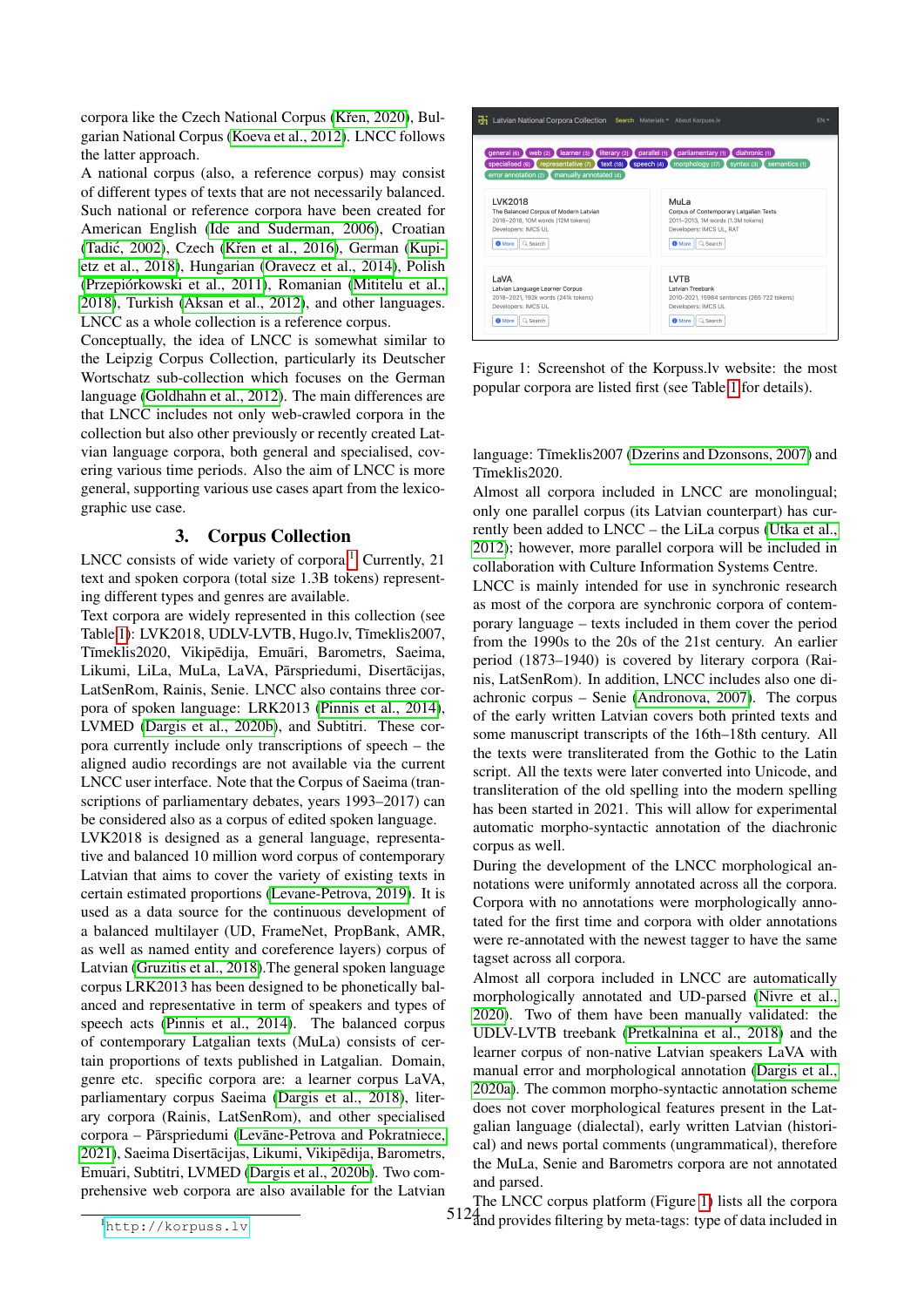corpora like the Czech National Corpus (Křen, 2020), Bulgarian National Corpus (Koeva et al., 2012). LNCC follows the latter approach.

A national corpus (also, a reference corpus) may consist of different types of texts that are not necessarily balanced. Such national or reference corpora have been created for American English (Ide and Suderman, 2006), Croatian (Tadić, 2002), Czech (Křen et al., 2016), German (Kupietz et al., 2018), Hungarian (Oravecz et al., 2014), Polish (Przepiórkowski et al., 2011), Romanian (Mititelu et al., 2018), Turkish (Aksan et al., 2012), and other languages. LNCC as a whole collection is a reference corpus.

Conceptually, the idea of LNCC is somewhat similar to the Leipzig Corpus Collection, particularly its Deutscher Wortschatz sub-collection which focuses on the German language (Goldhahn et al., 2012). The main differences are that LNCC includes not only web-crawled corpora in the collection but also other previously or recently created Latvian language corpora, both general and specialised, covering various time periods. Also the aim of LNCC is more general, supporting various use cases apart from the lexicographic use case.

## 3. Corpus Collection

LNCC consists of wide variety of corpora[1]. Currently, 21 text and spoken corpora (total size 1.3B tokens) representing different types and genres are available.

Text corpora are widely represented in this collection (see Table 1): LVK2018, UDLV-LVTB, Hugo.lv, Tīmeklis2007, Tīmeklis2020, Vikipēdija, Emuāri, Barometrs, Saeima, Likumi, LiLa, MuLa, LaVA, Pārspriedumi, Disertācijas, LatSenRom, Rainis, Senie. LNCC also contains three corpora of spoken language: LRK2013 (Pinnis et al., 2014), LVMED (Dargis et al., 2020b), and Subtitri. These corpora currently include only transcriptions of speech – the aligned audio recordings are not available via the current LNCC user interface. Note that the Corpus of Saeima (transcriptions of parliamentary debates, years 1993–2017) can be considered also as a corpus of edited spoken language.

LVK2018 is designed as a general language, representative and balanced 10 million word corpus of contemporary Latvian that aims to cover the variety of existing texts in certain estimated proportions (Levane-Petrova, 2019). It is used as a data source for the continuous development of a balanced multilayer (UD, FrameNet, PropBank, AMR, as well as named entity and coreference layers) corpus of Latvian (Gruzitis et al., 2018).The general spoken language corpus LRK2013 has been designed to be phonetically balanced and representative in term of speakers and types of speech acts (Pinnis et al., 2014). The balanced corpus of contemporary Latgalian texts (MuLa) consists of certain proportions of texts published in Latgalian. Domain, genre etc. specific corpora are: a learner corpus LaVA, parliamentary corpus Saeima (Dargis et al., 2018), literary corpora (Rainis, LatSenRom), and other specialised corpora – Pārspriedumi (Levāne-Petrova and Pokratniece, 2021), Saeima Disertācijas, Likumi, Vikipēdija, Barometrs, Emuāri, Subtitri, LVMED (Dargis et al., 2020b). Two comprehensive web corpora are also available for the Latvian language: Tīmeklis2007 (Dzerins and Dzonsons, 2007) and Tīmeklis2020.

Figure 1: Screenshot of the Korpuss.lv website: the most popular corpora are listed first (see Table 1 for details).

Almost all corpora included in LNCC are monolingual; only one parallel corpus (its Latvian counterpart) has currently been added to LNCC – the LiLa corpus (Utka et al., 2012); however, more parallel corpora will be included in collaboration with Culture Information Systems Centre.

LNCC is mainly intended for use in synchronic research as most of the corpora are synchronic corpora of contemporary language – texts included in them cover the period from the 1990s to the 20s of the 21st century. An earlier period (1873–1940) is covered by literary corpora (Rainis, LatSenRom). In addition, LNCC includes also one diachronic corpus – Senie (Andronova, 2007). The corpus of the early written Latvian covers both printed texts and some manuscript transcripts of the 16th–18th century. All the texts were transliterated from the Gothic to the Latin script. All the texts were later converted into Unicode, and transliteration of the old spelling into the modern spelling has been started in 2021. This will allow for experimental automatic morpho-syntactic annotation of the diachronic corpus as well.

During the development of the LNCC morphological annotations were uniformly annotated across all the corpora. Corpora with no annotations were morphologically annotated for the first time and corpora with older annotations were re-annotated with the newest tagger to have the same tagset across all corpora.

Almost all corpora included in LNCC are automatically morphologically annotated and UD-parsed (Nivre et al., 2020). Two of them have been manually validated: the UDLV-LVTB treebank (Pretkalnina et al., 2018) and the learner corpus of non-native Latvian speakers LaVA with manual error and morphological annotation (Dargis et al., 2020a). The common morpho-syntactic annotation scheme does not cover morphological features present in the Latgalian language (dialectal), early written Latvian (historical) and news portal comments (ungrammatical), therefore the MuLa, Senie and Barometrs corpora are not annotated and parsed.

The LNCC corpus platform (Figure 1) lists all the corpora and provides filtering by meta-tags: type of data included in

[1] http://korpuss.lv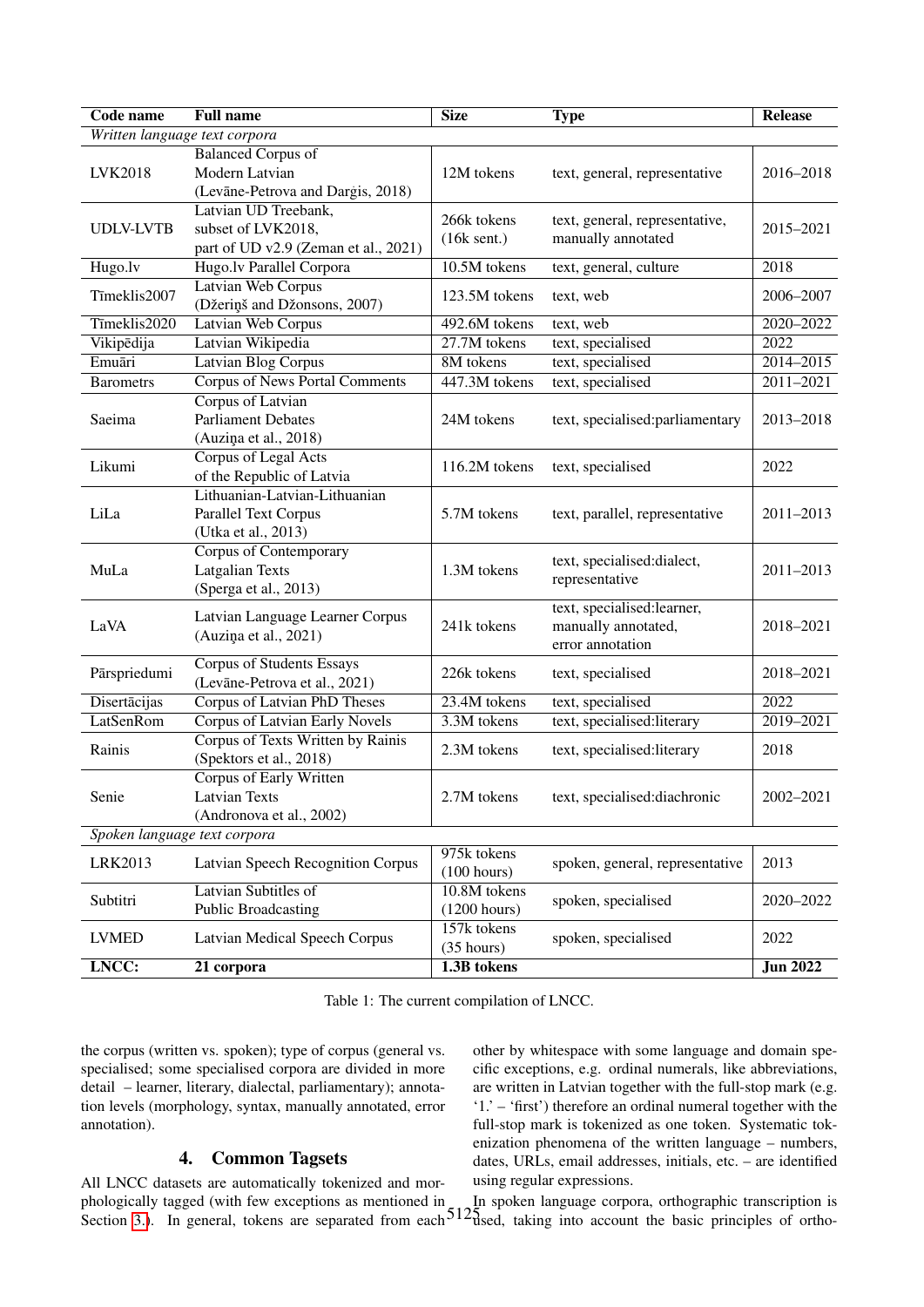| Code name | Full name | Size | Type | Release |
|---|---|---|---|---|
| *Written language text corpora* | | | | |
| LVK2018 | Balanced Corpus of Modern Latvian (Levāne-Petrova and Dargis, 2018) | 12M tokens | text, general, representative | 2016–2018 |
| UDLV-LVTB | Latvian UD Treebank, subset of LVK2018, part of UD v2.9 (Zeman et al., 2021) | 266k tokens (16k sent.) | text, general, representative, manually annotated | 2015–2021 |
| Hugo.lv | Hugo.lv Parallel Corpora | 10.5M tokens | text, general, culture | 2018 |
| Tīmeklis2007 | Latvian Web Corpus (Džeriņš and Džonsons, 2007) | 123.5M tokens | text, web | 2006–2007 |
| Tīmeklis2020 | Latvian Web Corpus | 492.6M tokens | text, web | 2020–2022 |
| Vikipēdija | Latvian Wikipedia | 27.7M tokens | text, specialised | 2022 |
| Emuāri | Latvian Blog Corpus | 8M tokens | text, specialised | 2014–2015 |
| Barometrs | Corpus of News Portal Comments | 447.3M tokens | text, specialised | 2011–2021 |
| Saeima | Corpus of Latvian Parliament Debates (Auziņa et al., 2018) | 24M tokens | text, specialised:parliamentary | 2013–2018 |
| Likumi | Corpus of Legal Acts of the Republic of Latvia | 116.2M tokens | text, specialised | 2022 |
| LiLa | Lithuanian-Latvian-Lithuanian Parallel Text Corpus (Utka et al., 2013) | 5.7M tokens | text, parallel, representative | 2011–2013 |
| MuLa | Corpus of Contemporary Latgalian Texts (Sperga et al., 2013) | 1.3M tokens | text, specialised:dialect, representative | 2011–2013 |
| LaVA | Latvian Language Learner Corpus (Auziņa et al., 2021) | 241k tokens | text, specialised:learner, manually annotated, error annotation | 2018–2021 |
| Pārspriedumi | Corpus of Students Essays (Levāne-Petrova et al., 2021) | 226k tokens | text, specialised | 2018–2021 |
| Disertācijas | Corpus of Latvian PhD Theses | 23.4M tokens | text, specialised | 2022 |
| LatSenRom | Corpus of Latvian Early Novels | 3.3M tokens | text, specialised:literary | 2019–2021 |
| Rainis | Corpus of Texts Written by Rainis (Spektors et al., 2018) | 2.3M tokens | text, specialised:literary | 2018 |
| Senie | Corpus of Early Written Latvian Texts (Andronova et al., 2002) | 2.7M tokens | text, specialised:diachronic | 2002–2021 |
| *Spoken language text corpora* | | | | |
| LRK2013 | Latvian Speech Recognition Corpus | 975k tokens (100 hours) | spoken, general, representative | 2013 |
| Subtitri | Latvian Subtitles of Public Broadcasting | 10.8M tokens (1200 hours) | spoken, specialised | 2020–2022 |
| LVMED | Latvian Medical Speech Corpus | 157k tokens (35 hours) | spoken, specialised | 2022 |
| **LNCC:** | **21 corpora** | **1.3B tokens** | | **Jun 2022** |

Table 1: The current compilation of LNCC.

the corpus (written vs. spoken); type of corpus (general vs. specialised; some specialised corpora are divided in more detail – learner, literary, dialectal, parliamentary); annotation levels (morphology, syntax, manually annotated, error annotation).

## 4. Common Tagsets

All LNCC datasets are automatically tokenized and morphologically tagged (with few exceptions as mentioned in Section 3.). In general, tokens are separated from each other by whitespace with some language and domain specific exceptions, e.g. ordinal numerals, like abbreviations, are written in Latvian together with the full-stop mark (e.g. '1.' – 'first') therefore an ordinal numeral together with the full-stop mark is tokenized as one token. Systematic tokenization phenomena of the written language – numbers, dates, URLs, email addresses, initials, etc. – are identified using regular expressions.

In spoken language corpora, orthographic transcription is used, taking into account the basic principles of ortho-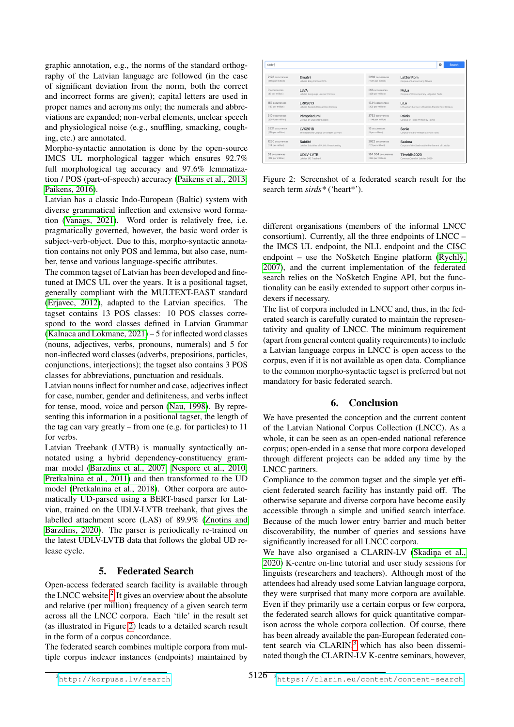graphic annotation, e.g., the norms of the standard orthography of the Latvian language are followed (in the case of significant deviation from the norm, both the correct and incorrect forms are given); capital letters are used in proper names and acronyms only; the numerals and abbreviations are expanded; non-verbal elements, unclear speech and physiological noise (e.g., snuffling, smacking, coughing, etc.) are annotated.

Morpho-syntactic annotation is done by the open-source IMCS UL morphological tagger which ensures 92.7% full morphological tag accuracy and 97.6% lemmatization / POS (part-of-speech) accuracy (Paikens et al., 2013; Paikens, 2016).

Latvian has a classic Indo-European (Baltic) system with diverse grammatical inflection and extensive word formation (Vanags, 2021). Word order is relatively free, i.e. pragmatically governed, however, the basic word order is subject-verb-object. Due to this, morpho-syntactic annotation contains not only POS and lemma, but also case, number, tense and various language-specific attributes.

The common tagset of Latvian has been developed and fine-tuned at IMCS UL over the years. It is a positional tagset, generally compliant with the MULTEXT-EAST standard (Erjavec, 2012), adapted to the Latvian specifics. The tagset contains 13 POS classes: 10 POS classes correspond to the word classes defined in Latvian Grammar (Kalnaca and Lokmane, 2021) – 5 for inflected word classes (nouns, adjectives, verbs, pronouns, numerals) and 5 for non-inflected word classes (adverbs, prepositions, particles, conjunctions, interjections); the tagset also contains 3 POS classes for abbreviations, punctuation and residuals.

Latvian nouns inflect for number and case, adjectives inflect for case, number, gender and definiteness, and verbs inflect for tense, mood, voice and person (Nau, 1998). By representing this information in a positional tagset, the length of the tag can vary greatly – from one (e.g. for particles) to 11 for verbs.

Latvian Treebank (LVTB) is manually syntactically annotated using a hybrid dependency-constituency grammar model (Barzdins et al., 2007; Nespore et al., 2010; Pretkalnina et al., 2011) and then transformed to the UD model (Pretkalnina et al., 2018). Other corpora are automatically UD-parsed using a BERT-based parser for Latvian, trained on the UDLV-LVTB treebank, that gives the labelled attachment score (LAS) of 89.9% (Znotins and Barzdins, 2020). The parser is periodically re-trained on the latest UDLV-LVTB data that follows the global UD release cycle.

## 5. Federated Search

Open-access federated search facility is available through the LNCC website.[2] It gives an overview about the absolute and relative (per million) frequency of a given search term across all the LNCC corpora. Each 'tile' in the result set (as illustrated in Figure 2) leads to a detailed search result in the form of a corpus concordance.

The federated search combines multiple corpora from multiple corpus indexer instances (endpoints) maintained by different organisations (members of the informal LNCC consortium). Currently, all the three endpoints of LNCC – the IMCS UL endpoint, the NLL endpoint and the CISC endpoint – use the NoSketch Engine platform (Rychlý, 2007), and the current implementation of the federated search relies on the NoSketch Engine API, but the functionality can be easily extended to support other corpus indexers if necessary.

Figure 2: Screenshot of a federated search result for the search term *sirds\** ('heart\*').

The list of corpora included in LNCC and, thus, in the federated search is carefully curated to maintain the representativity and quality of LNCC. The minimum requirement (apart from general content quality requirements) to include a Latvian language corpus in LNCC is open access to the corpus, even if it is not available as open data. Compliance to the common morpho-syntactic tagset is preferred but not mandatory for basic federated search.

## 6. Conclusion

We have presented the conception and the current content of the Latvian National Corpus Collection (LNCC). As a whole, it can be seen as an open-ended national reference corpus; open-ended in a sense that more corpora developed through different projects can be added any time by the LNCC partners.

Compliance to the common tagset and the simple yet efficient federated search facility has instantly paid off. The otherwise separate and diverse corpora have become easily accessible through a simple and unified search interface. Because of the much lower entry barrier and much better discoverability, the number of queries and sessions have significantly increased for all LNCC corpora.

We have also organised a CLARIN-LV (Skadiņa et al., 2020) K-centre on-line tutorial and user study sessions for linguists (researchers and teachers). Although most of the attendees had already used some Latvian language corpora, they were surprised that many more corpora are available. Even if they primarily use a certain corpus or few corpora, the federated search allows for quick quantitative comparison across the whole corpora collection. Of course, there has been already available the pan-European federated content search via CLARIN[3] which has also been disseminated though the CLARIN-LV K-centre seminars, however,

[2] http://korpuss.lv/search

[3] https://clarin.eu/content/content-search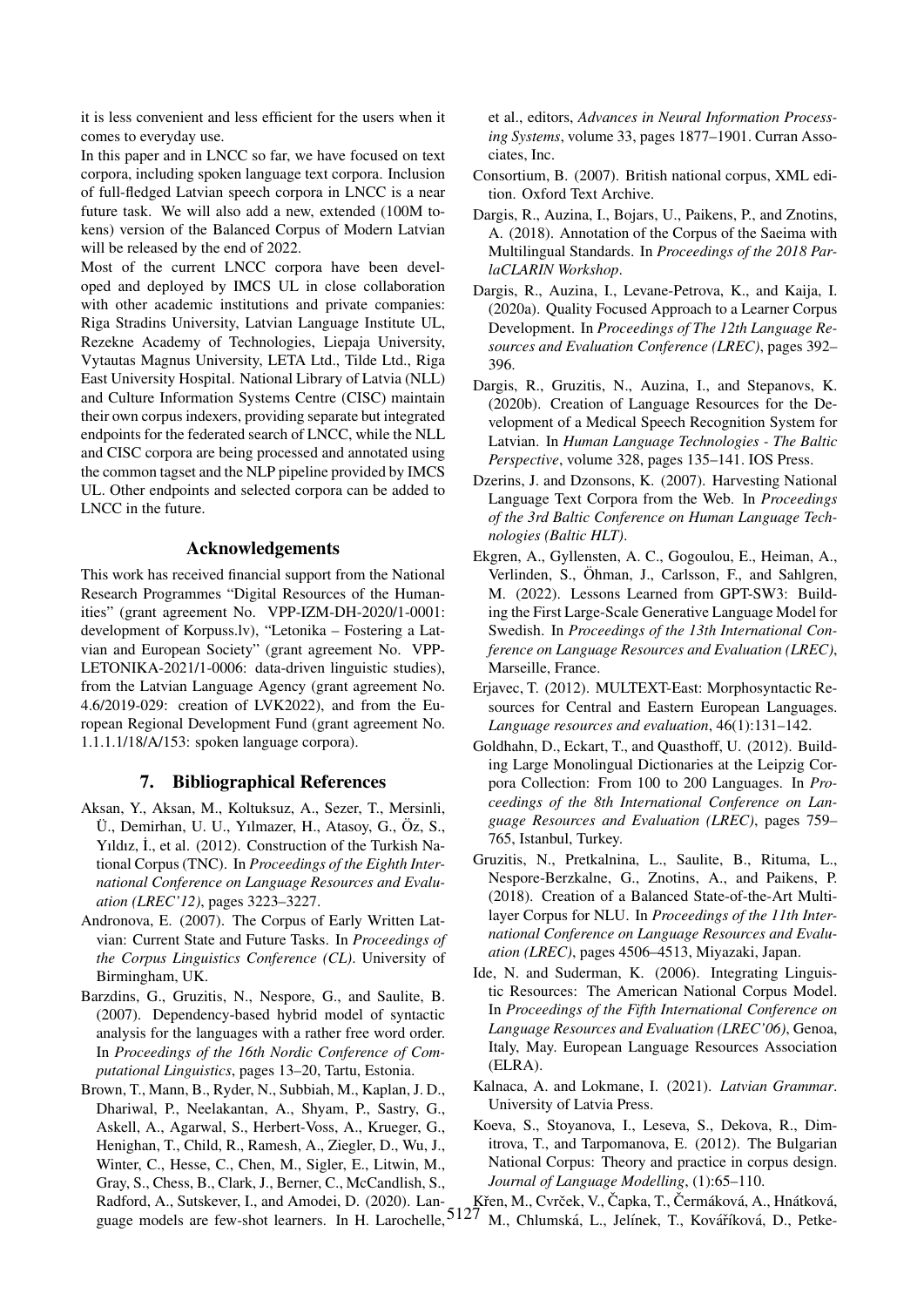it is less convenient and less efficient for the users when it comes to everyday use.

In this paper and in LNCC so far, we have focused on text corpora, including spoken language text corpora. Inclusion of full-fledged Latvian speech corpora in LNCC is a near future task. We will also add a new, extended (100M tokens) version of the Balanced Corpus of Modern Latvian will be released by the end of 2022.

Most of the current LNCC corpora have been developed and deployed by IMCS UL in close collaboration with other academic institutions and private companies: Riga Stradins University, Latvian Language Institute UL, Rezekne Academy of Technologies, Liepaja University, Vytautas Magnus University, LETA Ltd., Tilde Ltd., Riga East University Hospital. National Library of Latvia (NLL) and Culture Information Systems Centre (CISC) maintain their own corpus indexers, providing separate but integrated endpoints for the federated search of LNCC, while the NLL and CISC corpora are being processed and annotated using the common tagset and the NLP pipeline provided by IMCS UL. Other endpoints and selected corpora can be added to LNCC in the future.

## Acknowledgements

This work has received financial support from the National Research Programmes "Digital Resources of the Humanities" (grant agreement No. VPP-IZM-DH-2020/1-0001: development of Korpuss.lv), "Letonika – Fostering a Latvian and European Society" (grant agreement No. VPP-LETONIKA-2021/1-0006: data-driven linguistic studies), from the Latvian Language Agency (grant agreement No. 4.6/2019-029: creation of LVK2022), and from the European Regional Development Fund (grant agreement No. 1.1.1.1/18/A/153: spoken language corpora).

## 7. Bibliographical References

Aksan, Y., Aksan, M., Koltuksuz, A., Sezer, T., Mersinli, Ü., Demirhan, U. U., Yılmazer, H., Atasoy, G., Öz, S., Yıldız, İ., et al. (2012). Construction of the Turkish National Corpus (TNC). In *Proceedings of the Eighth International Conference on Language Resources and Evaluation (LREC'12)*, pages 3223–3227.

Andronova, E. (2007). The Corpus of Early Written Latvian: Current State and Future Tasks. In *Proceedings of the Corpus Linguistics Conference (CL)*. University of Birmingham, UK.

Barzdins, G., Gruzitis, N., Nespore, G., and Saulite, B. (2007). Dependency-based hybrid model of syntactic analysis for the languages with a rather free word order. In *Proceedings of the 16th Nordic Conference of Computational Linguistics*, pages 13–20, Tartu, Estonia.

Brown, T., Mann, B., Ryder, N., Subbiah, M., Kaplan, J. D., Dhariwal, P., Neelakantan, A., Shyam, P., Sastry, G., Askell, A., Agarwal, S., Herbert-Voss, A., Krueger, G., Henighan, T., Child, R., Ramesh, A., Ziegler, D., Wu, J., Winter, C., Hesse, C., Chen, M., Sigler, E., Litwin, M., Gray, S., Chess, B., Clark, J., Berner, C., McCandlish, S., Radford, A., Sutskever, I., and Amodei, D. (2020). Language models are few-shot learners. In H. Larochelle, et al., editors, *Advances in Neural Information Processing Systems*, volume 33, pages 1877–1901. Curran Associates, Inc.

Consortium, B. (2007). British national corpus, XML edition. Oxford Text Archive.

Dargis, R., Auzina, I., Bojars, U., Paikens, P., and Znotins, A. (2018). Annotation of the Corpus of the Saeima with Multilingual Standards. In *Proceedings of the 2018 ParlaCLARIN Workshop*.

Dargis, R., Auzina, I., Levane-Petrova, K., and Kaija, I. (2020a). Quality Focused Approach to a Learner Corpus Development. In *Proceedings of The 12th Language Resources and Evaluation Conference (LREC)*, pages 392–396.

Dargis, R., Gruzitis, N., Auzina, I., and Stepanovs, K. (2020b). Creation of Language Resources for the Development of a Medical Speech Recognition System for Latvian. In *Human Language Technologies - The Baltic Perspective*, volume 328, pages 135–141. IOS Press.

Dzerins, J. and Dzonsons, K. (2007). Harvesting National Language Text Corpora from the Web. In *Proceedings of the 3rd Baltic Conference on Human Language Technologies (Baltic HLT)*.

Ekgren, A., Gyllensten, A. C., Gogoulou, E., Heiman, A., Verlinden, S., Öhman, J., Carlsson, F., and Sahlgren, M. (2022). Lessons Learned from GPT-SW3: Building the First Large-Scale Generative Language Model for Swedish. In *Proceedings of the 13th International Conference on Language Resources and Evaluation (LREC)*, Marseille, France.

Erjavec, T. (2012). MULTEXT-East: Morphosyntactic Resources for Central and Eastern European Languages. *Language resources and evaluation*, 46(1):131–142.

Goldhahn, D., Eckart, T., and Quasthoff, U. (2012). Building Large Monolingual Dictionaries at the Leipzig Corpora Collection: From 100 to 200 Languages. In *Proceedings of the 8th International Conference on Language Resources and Evaluation (LREC)*, pages 759–765, Istanbul, Turkey.

Gruzitis, N., Pretkalnina, L., Saulite, B., Rituma, L., Nespore-Berzkalne, G., Znotins, A., and Paikens, P. (2018). Creation of a Balanced State-of-the-Art Multilayer Corpus for NLU. In *Proceedings of the 11th International Conference on Language Resources and Evaluation (LREC)*, pages 4506–4513, Miyazaki, Japan.

Ide, N. and Suderman, K. (2006). Integrating Linguistic Resources: The American National Corpus Model. In *Proceedings of the Fifth International Conference on Language Resources and Evaluation (LREC'06)*, Genoa, Italy, May. European Language Resources Association (ELRA).

Kalnaca, A. and Lokmane, I. (2021). *Latvian Grammar*. University of Latvia Press.

Koeva, S., Stoyanova, I., Leseva, S., Dekova, R., Dimitrova, T., and Tarpomanova, E. (2012). The Bulgarian National Corpus: Theory and practice in corpus design. *Journal of Language Modelling*, (1):65–110.

Křen, M., Cvrček, V., Čapka, T., Čermáková, A., Hnátková, M., Chlumská, L., Jelínek, T., Kováříková, D., Petke-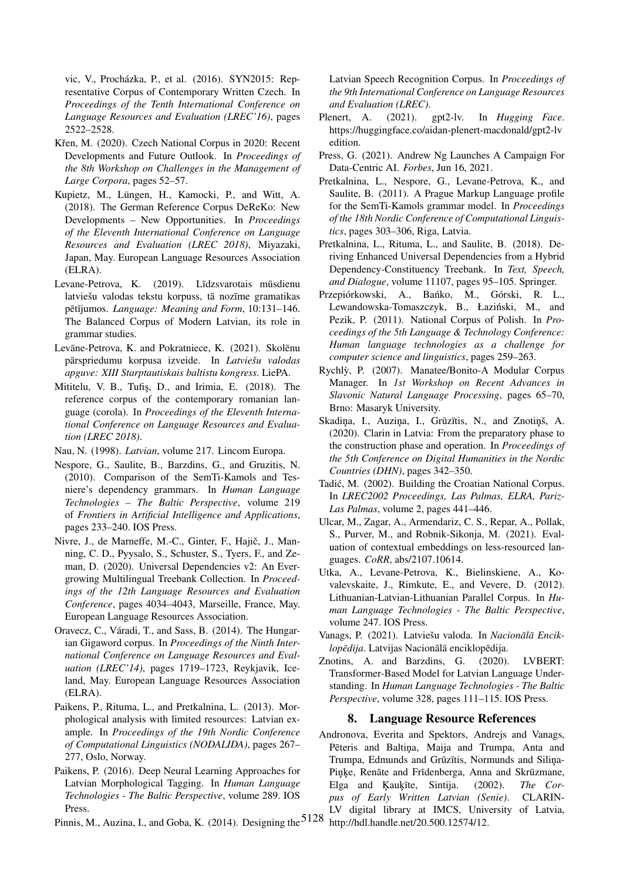vic, V., Procházka, P., et al. (2016). SYN2015: Representative Corpus of Contemporary Written Czech. In *Proceedings of the Tenth International Conference on Language Resources and Evaluation (LREC'16)*, pages 2522–2528.

Křen, M. (2020). Czech National Corpus in 2020: Recent Developments and Future Outlook. In *Proceedings of the 8th Workshop on Challenges in the Management of Large Corpora*, pages 52–57.

Kupietz, M., Lüngen, H., Kamocki, P., and Witt, A. (2018). The German Reference Corpus DeReKo: New Developments – New Opportunities. In *Proceedings of the Eleventh International Conference on Language Resources and Evaluation (LREC 2018)*, Miyazaki, Japan, May. European Language Resources Association (ELRA).

Levane-Petrova, K. (2019). Līdzsvarotais mūsdienu latviešu valodas tekstu korpuss, tā nozīme gramatikas pētījumos. *Language: Meaning and Form*, 10:131–146. The Balanced Corpus of Modern Latvian, its role in grammar studies.

Levāne-Petrova, K. and Pokratniece, K. (2021). Skolēnu pārspriedumu korpusa izveide. In *Latviešu valodas apguve: XIII Starptautiskais baltistu kongress*. LiePA.

Mititelu, V. B., Tufiş, D., and Irimia, E. (2018). The reference corpus of the contemporary romanian language (corola). In *Proceedings of the Eleventh International Conference on Language Resources and Evaluation (LREC 2018)*.

Nau, N. (1998). *Latvian*, volume 217. Lincom Europa.

Nespore, G., Saulite, B., Barzdins, G., and Gruzitis, N. (2010). Comparison of the SemTi-Kamols and Tesniere's dependency grammars. In *Human Language Technologies – The Baltic Perspective*, volume 219 of *Frontiers in Artificial Intelligence and Applications*, pages 233–240. IOS Press.

Nivre, J., de Marneffe, M.-C., Ginter, F., Hajič, J., Manning, C. D., Pyysalo, S., Schuster, S., Tyers, F., and Zeman, D. (2020). Universal Dependencies v2: An Evergrowing Multilingual Treebank Collection. In *Proceedings of the 12th Language Resources and Evaluation Conference*, pages 4034–4043, Marseille, France, May. European Language Resources Association.

Oravecz, C., Váradi, T., and Sass, B. (2014). The Hungarian Gigaword corpus. In *Proceedings of the Ninth International Conference on Language Resources and Evaluation (LREC'14)*, pages 1719–1723, Reykjavik, Iceland, May. European Language Resources Association (ELRA).

Paikens, P., Rituma, L., and Pretkalnina, L. (2013). Morphological analysis with limited resources: Latvian example. In *Proceedings of the 19th Nordic Conference of Computational Linguistics (NODALIDA)*, pages 267–277, Oslo, Norway.

Paikens, P. (2016). Deep Neural Learning Approaches for Latvian Morphological Tagging. In *Human Language Technologies - The Baltic Perspective*, volume 289. IOS Press.

Pinnis, M., Auzina, I., and Goba, K. (2014). Designing the Latvian Speech Recognition Corpus. In *Proceedings of the 9th International Conference on Language Resources and Evaluation (LREC)*.

Plenert, A. (2021). gpt2-lv. In *Hugging Face*. https://huggingface.co/aidan-plenert-macdonald/gpt2-lv edition.

Press, G. (2021). Andrew Ng Launches A Campaign For Data-Centric AI. *Forbes*, Jun 16, 2021.

Pretkalnina, L., Nespore, G., Levane-Petrova, K., and Saulite, B. (2011). A Prague Markup Language profile for the SemTi-Kamols grammar model. In *Proceedings of the 18th Nordic Conference of Computational Linguistics*, pages 303–306, Riga, Latvia.

Pretkalnina, L., Rituma, L., and Saulite, B. (2018). Deriving Enhanced Universal Dependencies from a Hybrid Dependency-Constituency Treebank. In *Text, Speech, and Dialogue*, volume 11107, pages 95–105. Springer.

Przepiórkowski, A., Bańko, M., Górski, R. L., Lewandowska-Tomaszczyk, B., Łaziński, M., and Pezik, P. (2011). National Corpus of Polish. In *Proceedings of the 5th Language & Technology Conference: Human language technologies as a challenge for computer science and linguistics*, pages 259–263.

Rychlỳ, P. (2007). Manatee/Bonito-A Modular Corpus Manager. In *1st Workshop on Recent Advances in Slavonic Natural Language Processing*, pages 65–70, Brno: Masaryk University.

Skadiņa, I., Auziņa, I., Grūzītis, N., and Znotiņš, A. (2020). Clarin in Latvia: From the preparatory phase to the construction phase and operation. In *Proceedings of the 5th Conference on Digital Humanities in the Nordic Countries (DHN)*, pages 342–350.

Tadić, M. (2002). Building the Croatian National Corpus. In *LREC2002 Proceedings, Las Palmas, ELRA, Pariz-Las Palmas*, volume 2, pages 441–446.

Ulcar, M., Zagar, A., Armendariz, C. S., Repar, A., Pollak, S., Purver, M., and Robnik-Sikonja, M. (2021). Evaluation of contextual embeddings on less-resourced languages. *CoRR*, abs/2107.10614.

Utka, A., Levane-Petrova, K., Bielinskiene, A., Kovalevskaite, J., Rimkute, E., and Vevere, D. (2012). Lithuanian-Latvian-Lithuanian Parallel Corpus. In *Human Language Technologies - The Baltic Perspective*, volume 247. IOS Press.

Vanags, P. (2021). Latviešu valoda. In *Nacionālā Enciklopēdija*. Latvijas Nacionālā enciklopēdija.

Znotins, A. and Barzdins, G. (2020). LVBERT: Transformer-Based Model for Latvian Language Understanding. In *Human Language Technologies - The Baltic Perspective*, volume 328, pages 111–115. IOS Press.

## 8. Language Resource References

Andronova, Everita and Spektors, Andrejs and Vanags, Pēteris and Baltiņa, Maija and Trumpa, Anta and Trumpa, Edmunds and Grūzītis, Normunds and Siliņa-Piņķe, Renāte and Frīdenberga, Anna and Skrūzmane, Elga and Ķaukīte, Sintija. (2002). *The Corpus of Early Written Latvian (Senie)*. CLARIN-LV digital library at IMCS, University of Latvia, http://hdl.handle.net/20.500.12574/12.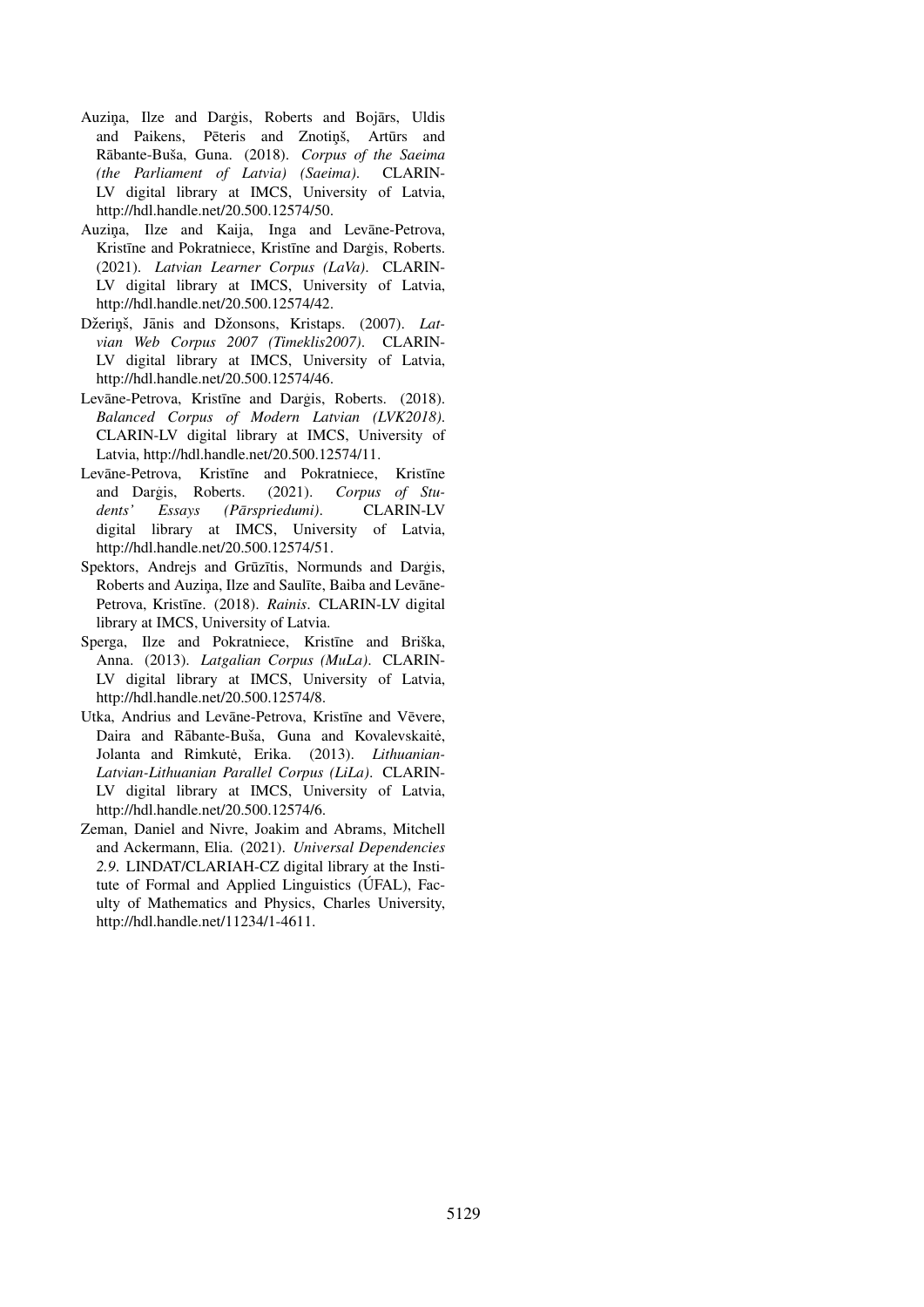Auziņa, Ilze and Darģis, Roberts and Bojārs, Uldis and Paikens, Pēteris and Znotiņš, Artūrs and Rābante-Buša, Guna. (2018). *Corpus of the Saeima (the Parliament of Latvia) (Saeima)*. CLARIN-LV digital library at IMCS, University of Latvia, http://hdl.handle.net/20.500.12574/50.

Auziņa, Ilze and Kaija, Inga and Levāne-Petrova, Kristīne and Pokratniece, Kristīne and Darģis, Roberts. (2021). *Latvian Learner Corpus (LaVa)*. CLARIN-LV digital library at IMCS, University of Latvia, http://hdl.handle.net/20.500.12574/42.

Džeriņš, Jānis and Džonsons, Kristaps. (2007). *Latvian Web Corpus 2007 (Timeklis2007)*. CLARIN-LV digital library at IMCS, University of Latvia, http://hdl.handle.net/20.500.12574/46.

Levāne-Petrova, Kristīne and Darģis, Roberts. (2018). *Balanced Corpus of Modern Latvian (LVK2018)*. CLARIN-LV digital library at IMCS, University of Latvia, http://hdl.handle.net/20.500.12574/11.

Levāne-Petrova, Kristīne and Pokratniece, Kristīne and Darģis, Roberts. (2021). *Corpus of Students' Essays (Pārspriedumi)*. CLARIN-LV digital library at IMCS, University of Latvia, http://hdl.handle.net/20.500.12574/51.

Spektors, Andrejs and Grūzītis, Normunds and Darģis, Roberts and Auziņa, Ilze and Saulīte, Baiba and Levāne-Petrova, Kristīne. (2018). *Rainis*. CLARIN-LV digital library at IMCS, University of Latvia.

Sperga, Ilze and Pokratniece, Kristīne and Briška, Anna. (2013). *Latgalian Corpus (MuLa)*. CLARIN-LV digital library at IMCS, University of Latvia, http://hdl.handle.net/20.500.12574/8.

Utka, Andrius and Levāne-Petrova, Kristīne and Vēvere, Daira and Rābante-Buša, Guna and Kovalevskaitė, Jolanta and Rimkutė, Erika. (2013). *Lithuanian-Latvian-Lithuanian Parallel Corpus (LiLa)*. CLARIN-LV digital library at IMCS, University of Latvia, http://hdl.handle.net/20.500.12574/6.

Zeman, Daniel and Nivre, Joakim and Abrams, Mitchell and Ackermann, Elia. (2021). *Universal Dependencies 2.9*. LINDAT/CLARIAH-CZ digital library at the Institute of Formal and Applied Linguistics (ÚFAL), Faculty of Mathematics and Physics, Charles University, http://hdl.handle.net/11234/1-4611.